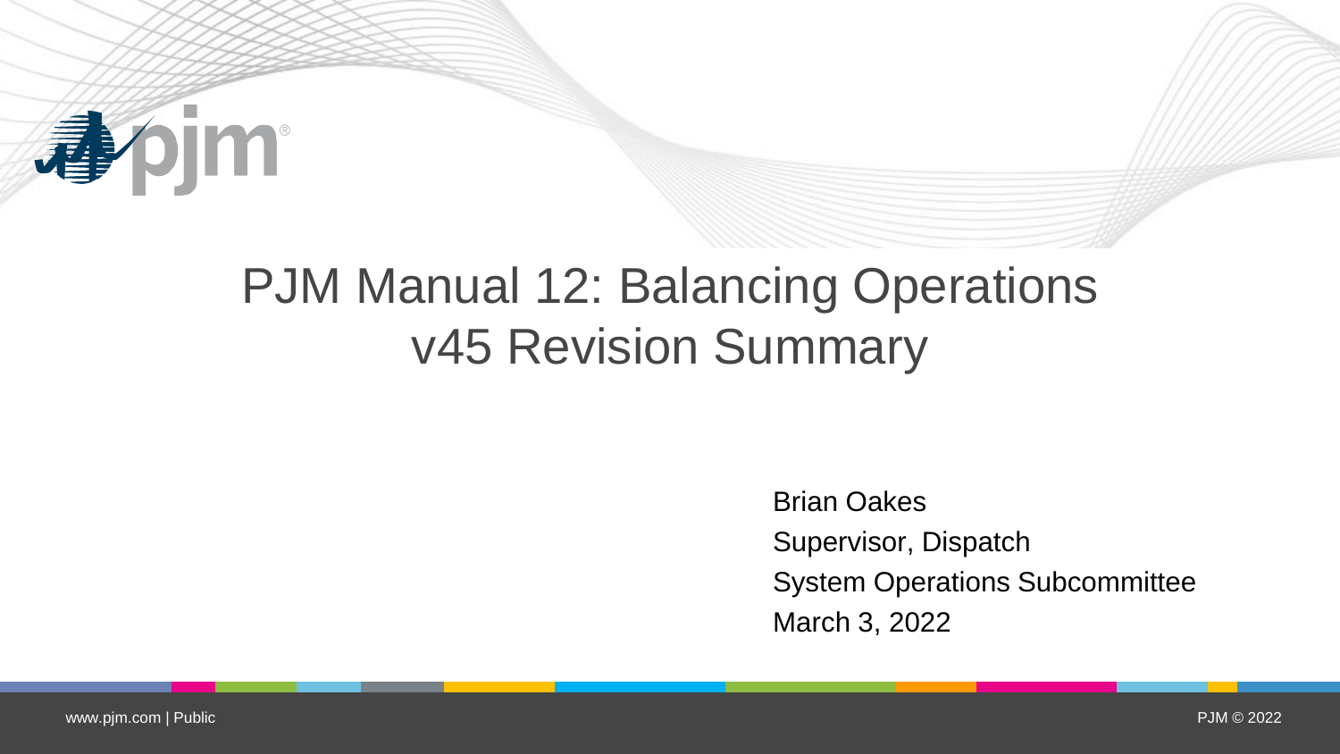# PJM Manual 12: Balancing Operations v45 Revision Summary

Brian Oakes

Supervisor, Dispatch

System Operations Subcommittee

March 3, 2022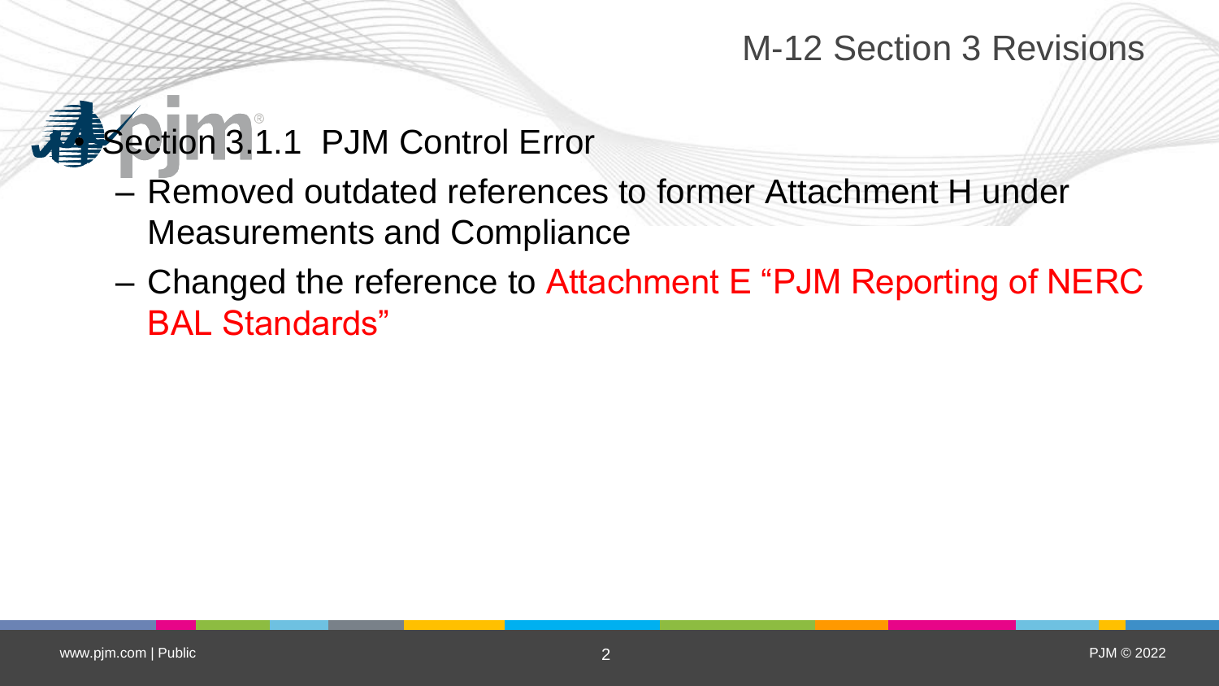# M-12 Section 3 Revisions

- Section 3.1.1 PJM Control Error
  - Removed outdated references to former Attachment H under Measurements and Compliance
  - Changed the reference to Attachment E "PJM Reporting of NERC BAL Standards"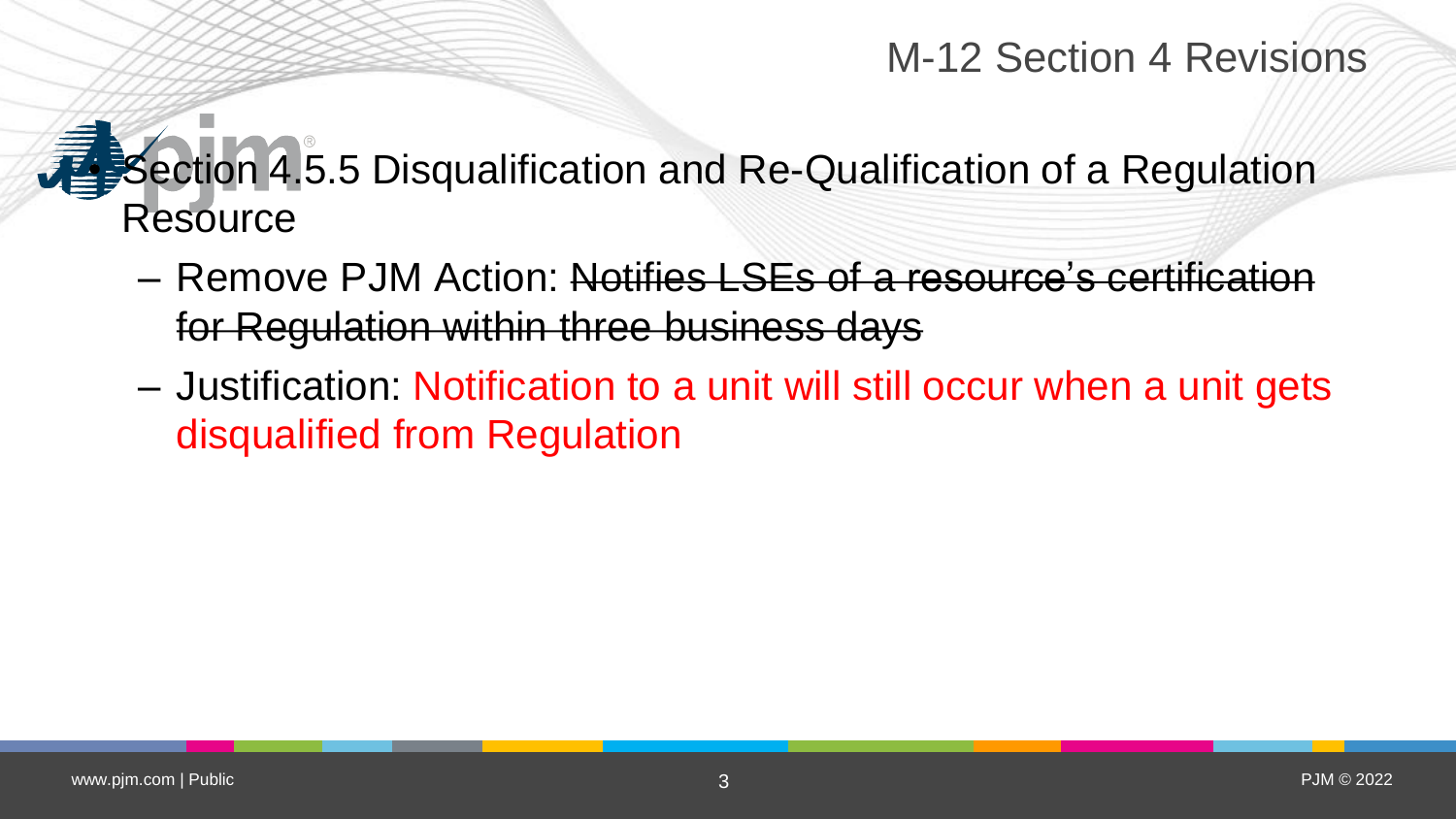# M-12 Section 4 Revisions

- Section 4.5.5 Disqualification and Re-Qualification of a Regulation Resource
  - Remove PJM Action: ~~Notifies LSEs of a resource's certification for Regulation within three business days~~
  - Justification: Notification to a unit will still occur when a unit gets disqualified from Regulation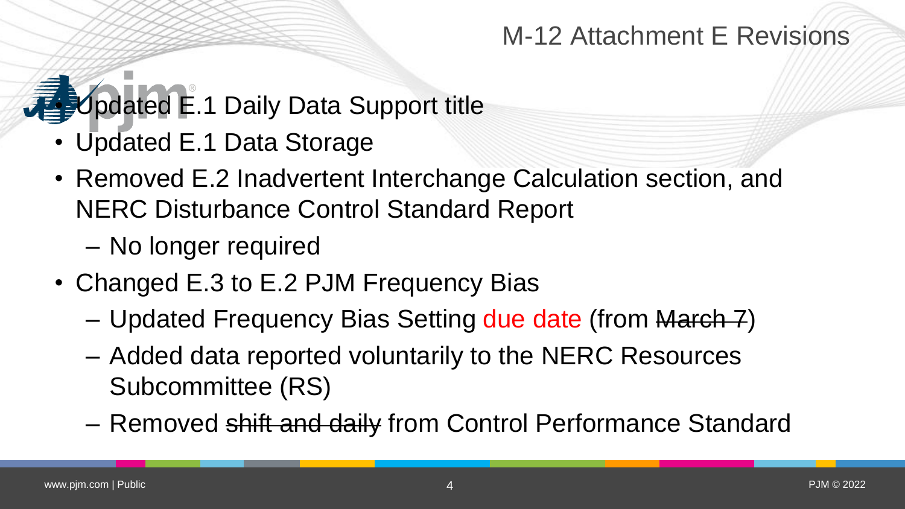# M-12 Attachment E Revisions

- Updated E.1 Daily Data Support title
- Updated E.1 Data Storage
- Removed E.2 Inadvertent Interchange Calculation section, and NERC Disturbance Control Standard Report
  - No longer required
- Changed E.3 to E.2 PJM Frequency Bias
  - Updated Frequency Bias Setting due date (from ~~March 7~~)
  - Added data reported voluntarily to the NERC Resources Subcommittee (RS)
  - Removed ~~shift and daily~~ from Control Performance Standard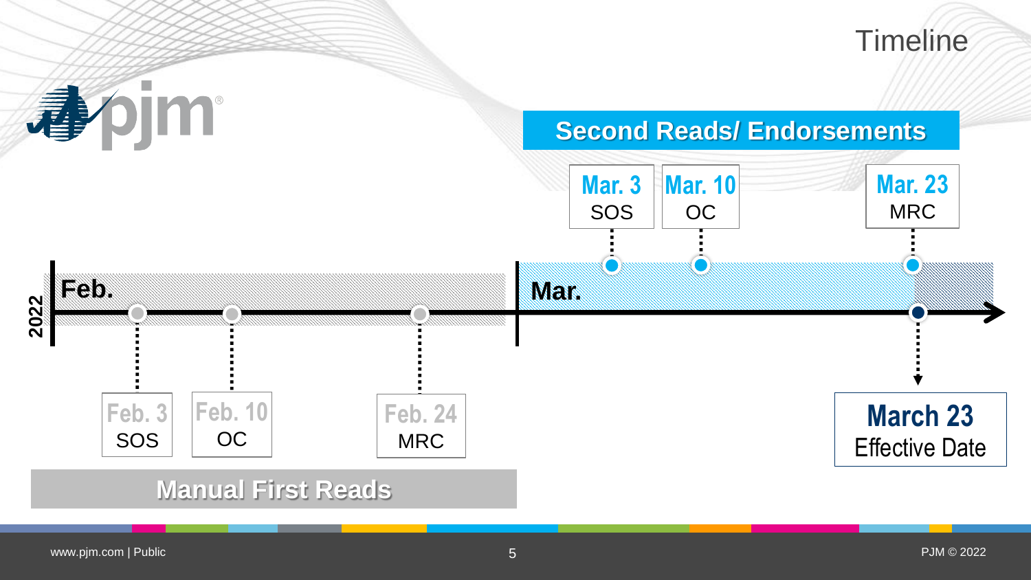# Timeline

**Second Reads/ Endorsements**

Mar. 3
SOS

Mar. 10
OC

Mar. 23
MRC

2022

Feb.

Mar.

Feb. 3
SOS

Feb. 10
OC

Feb. 24
MRC

**Manual First Reads**

**March 23**
Effective Date

www.pjm.com | Public

PJM © 2022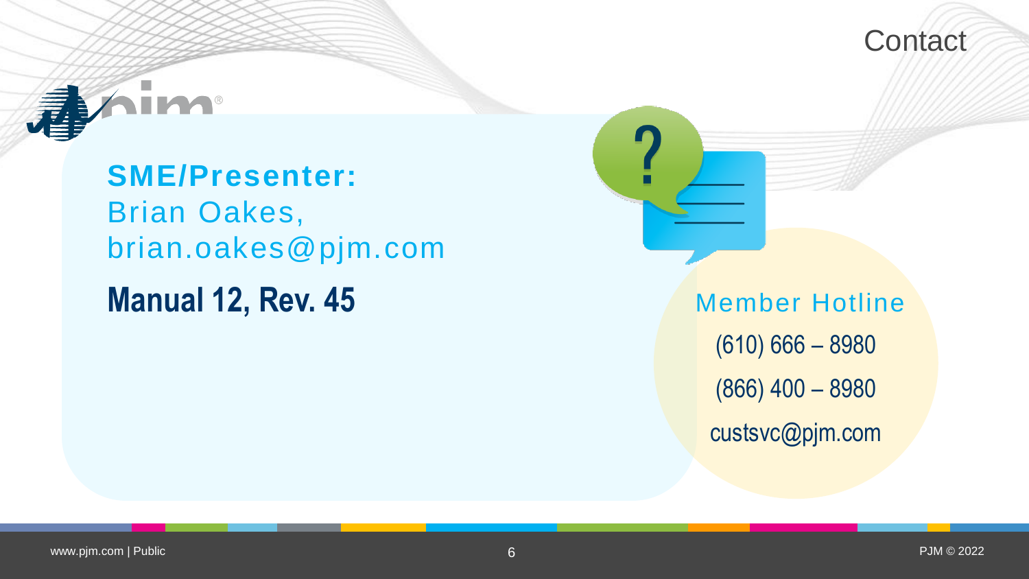# Contact

**SME/Presenter:**
Brian Oakes,
brian.oakes@pjm.com

**Manual 12, Rev. 45**

Member Hotline
(610) 666 – 8980
(866) 400 – 8980
custsvc@pjm.com